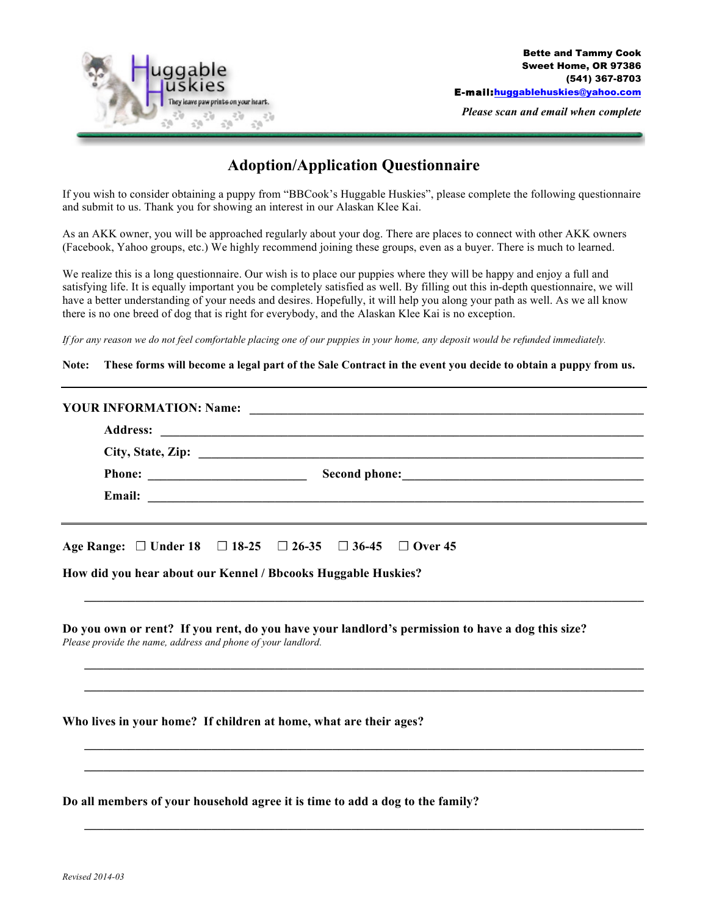Huggable Huskies

They leave paw prints on your heart.

**Bette and Tammy Cook**
**Sweet Home, OR 97386**
**(541) 367-8703**
**E-mail:huggablehuskies@yahoo.com**

*Please scan and email when complete*

# Adoption/Application Questionnaire

If you wish to consider obtaining a puppy from "BBCook's Huggable Huskies", please complete the following questionnaire and submit to us. Thank you for showing an interest in our Alaskan Klee Kai.

As an AKK owner, you will be approached regularly about your dog. There are places to connect with other AKK owners (Facebook, Yahoo groups, etc.) We highly recommend joining these groups, even as a buyer. There is much to learned.

We realize this is a long questionnaire. Our wish is to place our puppies where they will be happy and enjoy a full and satisfying life. It is equally important you be completely satisfied as well. By filling out this in-depth questionnaire, we will have a better understanding of your needs and desires. Hopefully, it will help you along your path as well. As we all know there is no one breed of dog that is right for everybody, and the Alaskan Klee Kai is no exception.

*If for any reason we do not feel comfortable placing one of our puppies in your home, any deposit would be refunded immediately.*

**Note: These forms will become a legal part of the Sale Contract in the event you decide to obtain a puppy from us.**

---

**YOUR INFORMATION: Name:** ______________________________________________

**Address:** ______________________________________________

**City, State, Zip:** ______________________________________________

**Phone:** _______________________ **Second phone:** _______________________

**Email:** ______________________________________________

---

**Age Range:** ☐ **Under 18** ☐ **18-25** ☐ **26-35** ☐ **36-45** ☐ **Over 45**

**How did you hear about our Kennel / Bbcooks Huggable Huskies?**

______________________________________________

**Do you own or rent? If you rent, do you have your landlord's permission to have a dog this size?**
*Please provide the name, address and phone of your landlord.*

______________________________________________

______________________________________________

**Who lives in your home? If children at home, what are their ages?**

______________________________________________

______________________________________________

**Do all members of your household agree it is time to add a dog to the family?**

______________________________________________

*Revised 2014-03*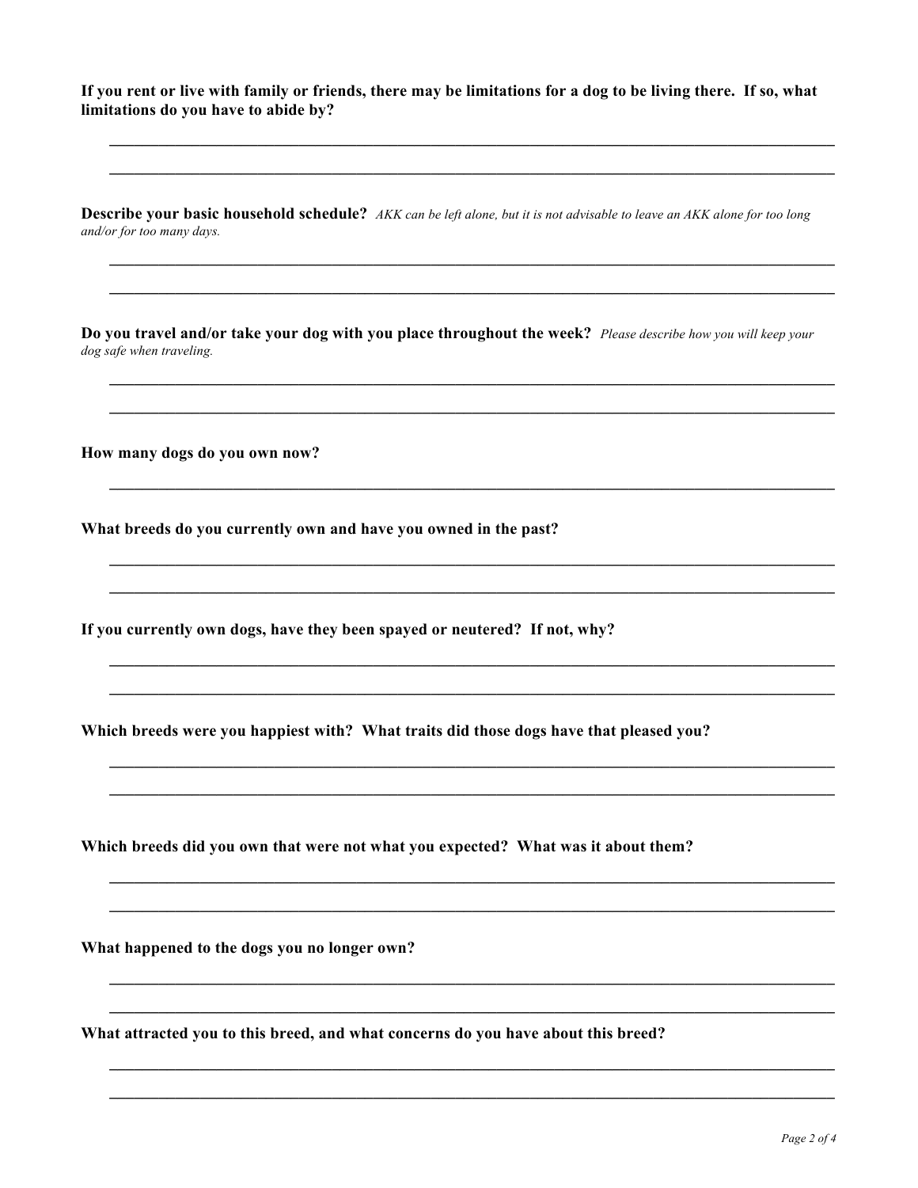**If you rent or live with family or friends, there may be limitations for a dog to be living there. If so, what limitations do you have to abide by?**

\_\_\_\_\_\_\_\_\_\_\_\_\_\_\_\_\_\_\_\_\_\_\_\_\_\_\_\_\_\_\_\_\_\_\_\_\_\_\_\_\_\_\_\_\_\_\_\_\_\_\_\_\_\_\_\_\_\_\_\_\_\_\_\_\_\_\_\_\_\_\_\_\_\_\_\_\_\_

\_\_\_\_\_\_\_\_\_\_\_\_\_\_\_\_\_\_\_\_\_\_\_\_\_\_\_\_\_\_\_\_\_\_\_\_\_\_\_\_\_\_\_\_\_\_\_\_\_\_\_\_\_\_\_\_\_\_\_\_\_\_\_\_\_\_\_\_\_\_\_\_\_\_\_\_\_\_

**Describe your basic household schedule?** *AKK can be left alone, but it is not advisable to leave an AKK alone for too long and/or for too many days.*

\_\_\_\_\_\_\_\_\_\_\_\_\_\_\_\_\_\_\_\_\_\_\_\_\_\_\_\_\_\_\_\_\_\_\_\_\_\_\_\_\_\_\_\_\_\_\_\_\_\_\_\_\_\_\_\_\_\_\_\_\_\_\_\_\_\_\_\_\_\_\_\_\_\_\_\_\_\_

\_\_\_\_\_\_\_\_\_\_\_\_\_\_\_\_\_\_\_\_\_\_\_\_\_\_\_\_\_\_\_\_\_\_\_\_\_\_\_\_\_\_\_\_\_\_\_\_\_\_\_\_\_\_\_\_\_\_\_\_\_\_\_\_\_\_\_\_\_\_\_\_\_\_\_\_\_\_

**Do you travel and/or take your dog with you place throughout the week?** *Please describe how you will keep your dog safe when traveling.*

\_\_\_\_\_\_\_\_\_\_\_\_\_\_\_\_\_\_\_\_\_\_\_\_\_\_\_\_\_\_\_\_\_\_\_\_\_\_\_\_\_\_\_\_\_\_\_\_\_\_\_\_\_\_\_\_\_\_\_\_\_\_\_\_\_\_\_\_\_\_\_\_\_\_\_\_\_\_

\_\_\_\_\_\_\_\_\_\_\_\_\_\_\_\_\_\_\_\_\_\_\_\_\_\_\_\_\_\_\_\_\_\_\_\_\_\_\_\_\_\_\_\_\_\_\_\_\_\_\_\_\_\_\_\_\_\_\_\_\_\_\_\_\_\_\_\_\_\_\_\_\_\_\_\_\_\_

**How many dogs do you own now?**

\_\_\_\_\_\_\_\_\_\_\_\_\_\_\_\_\_\_\_\_\_\_\_\_\_\_\_\_\_\_\_\_\_\_\_\_\_\_\_\_\_\_\_\_\_\_\_\_\_\_\_\_\_\_\_\_\_\_\_\_\_\_\_\_\_\_\_\_\_\_\_\_\_\_\_\_\_\_

**What breeds do you currently own and have you owned in the past?**

\_\_\_\_\_\_\_\_\_\_\_\_\_\_\_\_\_\_\_\_\_\_\_\_\_\_\_\_\_\_\_\_\_\_\_\_\_\_\_\_\_\_\_\_\_\_\_\_\_\_\_\_\_\_\_\_\_\_\_\_\_\_\_\_\_\_\_\_\_\_\_\_\_\_\_\_\_\_

\_\_\_\_\_\_\_\_\_\_\_\_\_\_\_\_\_\_\_\_\_\_\_\_\_\_\_\_\_\_\_\_\_\_\_\_\_\_\_\_\_\_\_\_\_\_\_\_\_\_\_\_\_\_\_\_\_\_\_\_\_\_\_\_\_\_\_\_\_\_\_\_\_\_\_\_\_\_

**If you currently own dogs, have they been spayed or neutered? If not, why?**

\_\_\_\_\_\_\_\_\_\_\_\_\_\_\_\_\_\_\_\_\_\_\_\_\_\_\_\_\_\_\_\_\_\_\_\_\_\_\_\_\_\_\_\_\_\_\_\_\_\_\_\_\_\_\_\_\_\_\_\_\_\_\_\_\_\_\_\_\_\_\_\_\_\_\_\_\_\_

\_\_\_\_\_\_\_\_\_\_\_\_\_\_\_\_\_\_\_\_\_\_\_\_\_\_\_\_\_\_\_\_\_\_\_\_\_\_\_\_\_\_\_\_\_\_\_\_\_\_\_\_\_\_\_\_\_\_\_\_\_\_\_\_\_\_\_\_\_\_\_\_\_\_\_\_\_\_

**Which breeds were you happiest with? What traits did those dogs have that pleased you?**

\_\_\_\_\_\_\_\_\_\_\_\_\_\_\_\_\_\_\_\_\_\_\_\_\_\_\_\_\_\_\_\_\_\_\_\_\_\_\_\_\_\_\_\_\_\_\_\_\_\_\_\_\_\_\_\_\_\_\_\_\_\_\_\_\_\_\_\_\_\_\_\_\_\_\_\_\_\_

\_\_\_\_\_\_\_\_\_\_\_\_\_\_\_\_\_\_\_\_\_\_\_\_\_\_\_\_\_\_\_\_\_\_\_\_\_\_\_\_\_\_\_\_\_\_\_\_\_\_\_\_\_\_\_\_\_\_\_\_\_\_\_\_\_\_\_\_\_\_\_\_\_\_\_\_\_\_

**Which breeds did you own that were not what you expected? What was it about them?**

\_\_\_\_\_\_\_\_\_\_\_\_\_\_\_\_\_\_\_\_\_\_\_\_\_\_\_\_\_\_\_\_\_\_\_\_\_\_\_\_\_\_\_\_\_\_\_\_\_\_\_\_\_\_\_\_\_\_\_\_\_\_\_\_\_\_\_\_\_\_\_\_\_\_\_\_\_\_

\_\_\_\_\_\_\_\_\_\_\_\_\_\_\_\_\_\_\_\_\_\_\_\_\_\_\_\_\_\_\_\_\_\_\_\_\_\_\_\_\_\_\_\_\_\_\_\_\_\_\_\_\_\_\_\_\_\_\_\_\_\_\_\_\_\_\_\_\_\_\_\_\_\_\_\_\_\_

**What happened to the dogs you no longer own?**

\_\_\_\_\_\_\_\_\_\_\_\_\_\_\_\_\_\_\_\_\_\_\_\_\_\_\_\_\_\_\_\_\_\_\_\_\_\_\_\_\_\_\_\_\_\_\_\_\_\_\_\_\_\_\_\_\_\_\_\_\_\_\_\_\_\_\_\_\_\_\_\_\_\_\_\_\_\_

\_\_\_\_\_\_\_\_\_\_\_\_\_\_\_\_\_\_\_\_\_\_\_\_\_\_\_\_\_\_\_\_\_\_\_\_\_\_\_\_\_\_\_\_\_\_\_\_\_\_\_\_\_\_\_\_\_\_\_\_\_\_\_\_\_\_\_\_\_\_\_\_\_\_\_\_\_\_

**What attracted you to this breed, and what concerns do you have about this breed?**

\_\_\_\_\_\_\_\_\_\_\_\_\_\_\_\_\_\_\_\_\_\_\_\_\_\_\_\_\_\_\_\_\_\_\_\_\_\_\_\_\_\_\_\_\_\_\_\_\_\_\_\_\_\_\_\_\_\_\_\_\_\_\_\_\_\_\_\_\_\_\_\_\_\_\_\_\_\_

\_\_\_\_\_\_\_\_\_\_\_\_\_\_\_\_\_\_\_\_\_\_\_\_\_\_\_\_\_\_\_\_\_\_\_\_\_\_\_\_\_\_\_\_\_\_\_\_\_\_\_\_\_\_\_\_\_\_\_\_\_\_\_\_\_\_\_\_\_\_\_\_\_\_\_\_\_\_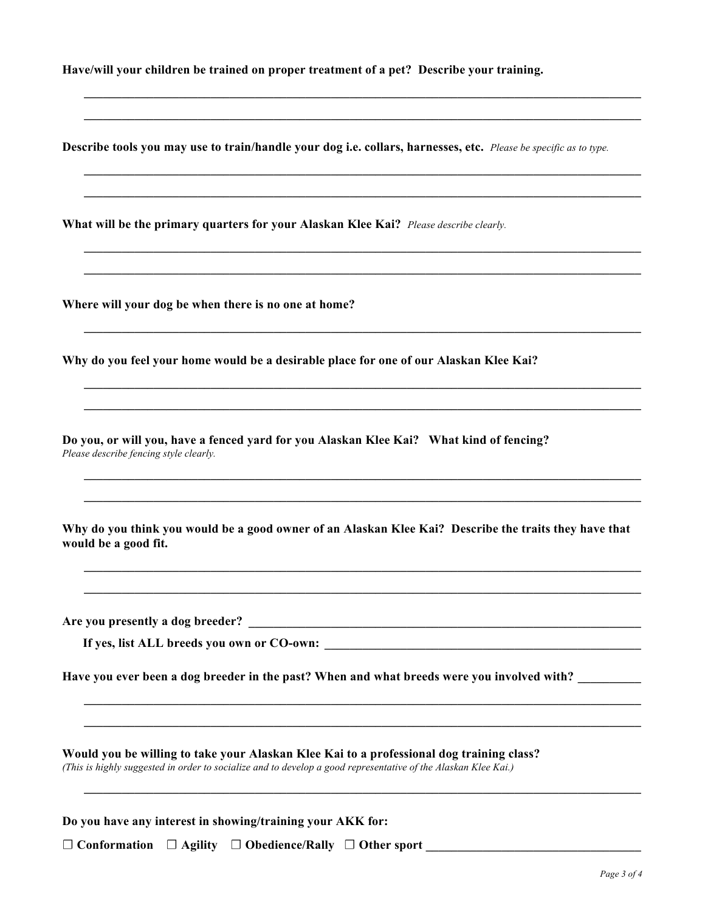**Have/will your children be trained on proper treatment of a pet? Describe your training.**

______________________________________________________________________________

______________________________________________________________________________

**Describe tools you may use to train/handle your dog i.e. collars, harnesses, etc.** *Please be specific as to type.*

______________________________________________________________________________

______________________________________________________________________________

**What will be the primary quarters for your Alaskan Klee Kai?** *Please describe clearly.*

______________________________________________________________________________

______________________________________________________________________________

**Where will your dog be when there is no one at home?**

______________________________________________________________________________

**Why do you feel your home would be a desirable place for one of our Alaskan Klee Kai?**

______________________________________________________________________________

______________________________________________________________________________

**Do you, or will you, have a fenced yard for you Alaskan Klee Kai? What kind of fencing?**
*Please describe fencing style clearly.*

______________________________________________________________________________

______________________________________________________________________________

**Why do you think you would be a good owner of an Alaskan Klee Kai? Describe the traits they have that would be a good fit.**

______________________________________________________________________________

______________________________________________________________________________

**Are you presently a dog breeder?** ______________________________________________

**If yes, list ALL breeds you own or CO-own:** ______________________________________

**Have you ever been a dog breeder in the past? When and what breeds were you involved with?** __________

______________________________________________________________________________

______________________________________________________________________________

**Would you be willing to take your Alaskan Klee Kai to a professional dog training class?**
*(This is highly suggested in order to socialize and to develop a good representative of the Alaskan Klee Kai.)*

______________________________________________________________________________

**Do you have any interest in showing/training your AKK for:**

☐ **Conformation** ☐ **Agility** ☐ **Obedience/Rally** ☐ **Other sport** ______________________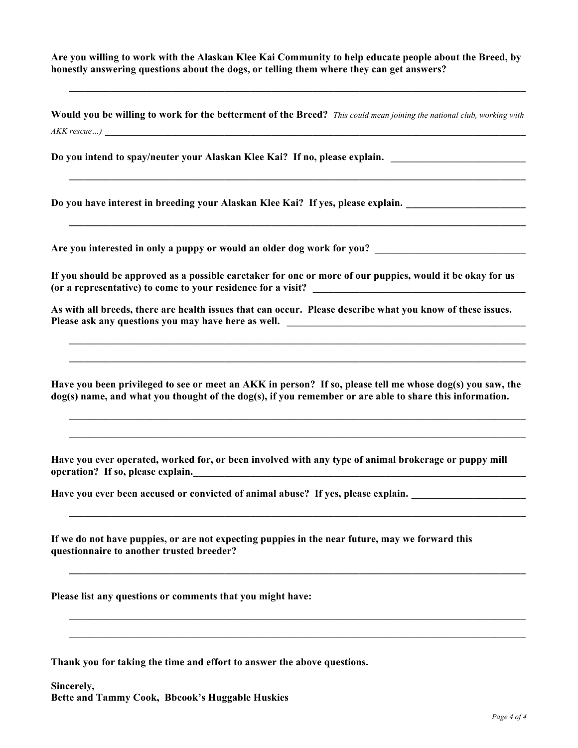**Are you willing to work with the Alaskan Klee Kai Community to help educate people about the Breed, by honestly answering questions about the dogs, or telling them where they can get answers?**

______________________________________________________________________________

**Would you be willing to work for the betterment of the Breed?** *This could mean joining the national club, working with AKK rescue…)* ______________________________________________________________________________

**Do you intend to spay/neuter your Alaskan Klee Kai? If no, please explain.** __________________________

______________________________________________________________________________

**Do you have interest in breeding your Alaskan Klee Kai? If yes, please explain.** _______________________

______________________________________________________________________________

**Are you interested in only a puppy or would an older dog work for you?** ______________________________

**If you should be approved as a possible caretaker for one or more of our puppies, would it be okay for us (or a representative) to come to your residence for a visit?** ___________________________________________

**As with all breeds, there are health issues that can occur. Please describe what you know of these issues. Please ask any questions you may have here as well.** _______________________________________________

______________________________________________________________________________

______________________________________________________________________________

**Have you been privileged to see or meet an AKK in person? If so, please tell me whose dog(s) you saw, the dog(s) name, and what you thought of the dog(s), if you remember or are able to share this information.**

______________________________________________________________________________

______________________________________________________________________________

**Have you ever operated, worked for, or been involved with any type of animal brokerage or puppy mill operation? If so, please explain.**______________________________________________________________

**Have you ever been accused or convicted of animal abuse? If yes, please explain.** ______________________

______________________________________________________________________________

**If we do not have puppies, or are not expecting puppies in the near future, may we forward this questionnaire to another trusted breeder?**

______________________________________________________________________________

**Please list any questions or comments that you might have:**

______________________________________________________________________________

______________________________________________________________________________

**Thank you for taking the time and effort to answer the above questions.**

**Sincerely,**
**Bette and Tammy Cook, Bbcook's Huggable Huskies**